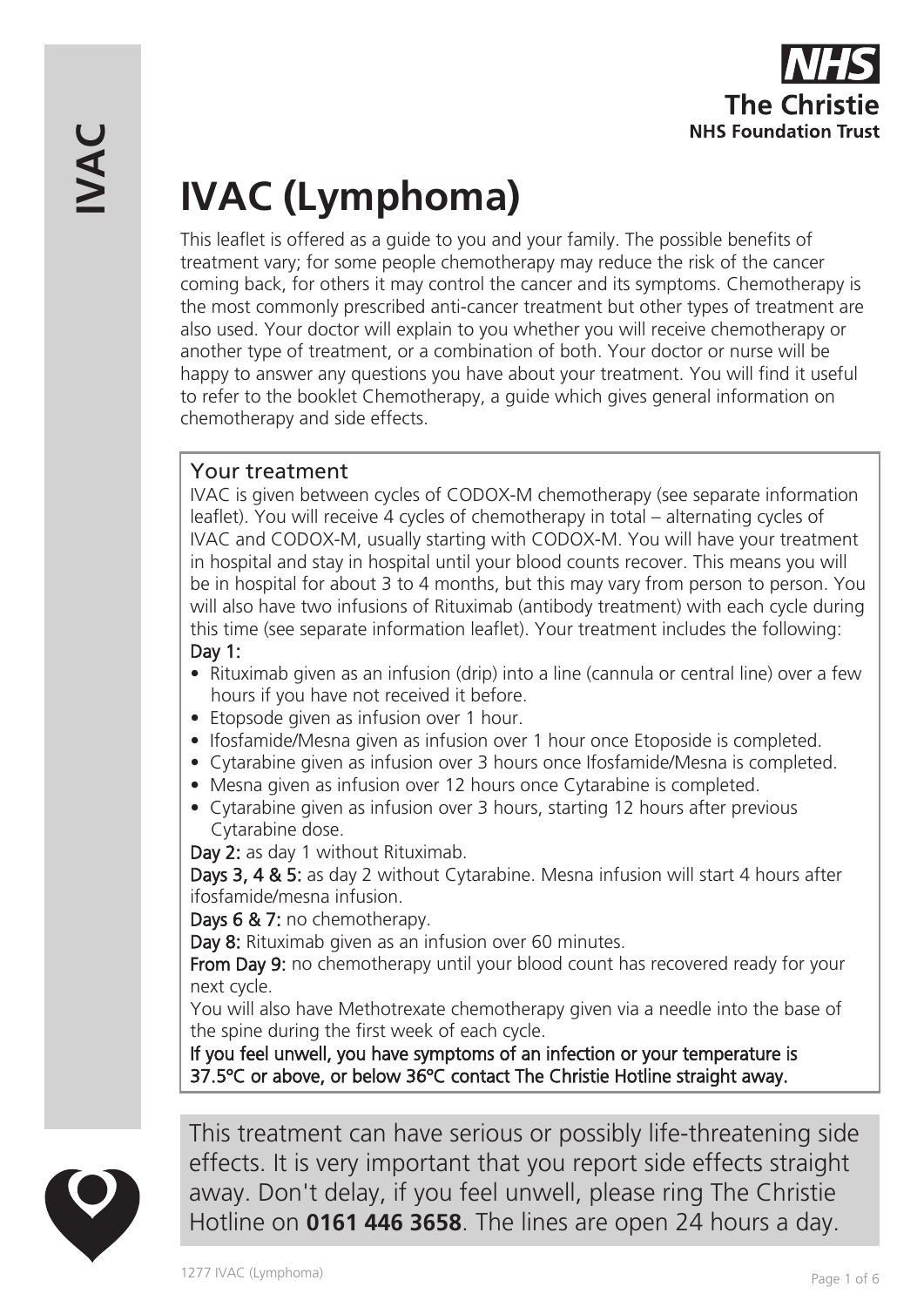# IVAC (Lymphoma)

This leaflet is offered as a guide to you and your family. The possible benefits of treatment vary; for some people chemotherapy may reduce the risk of the cancer coming back, for others it may control the cancer and its symptoms. Chemotherapy is the most commonly prescribed anti-cancer treatment but other types of treatment are also used. Your doctor will explain to you whether you will receive chemotherapy or another type of treatment, or a combination of both. Your doctor or nurse will be happy to answer any questions you have about your treatment. You will find it useful to refer to the booklet Chemotherapy, a guide which gives general information on chemotherapy and side effects.

## Your treatment

IVAC is given between cycles of CODOX-M chemotherapy (see separate information leaflet). You will receive 4 cycles of chemotherapy in total – alternating cycles of IVAC and CODOX-M, usually starting with CODOX-M. You will have your treatment in hospital and stay in hospital until your blood counts recover. This means you will be in hospital for about 3 to 4 months, but this may vary from person to person. You will also have two infusions of Rituximab (antibody treatment) with each cycle during this time (see separate information leaflet). Your treatment includes the following:

**Day 1:**

- Rituximab given as an infusion (drip) into a line (cannula or central line) over a few hours if you have not received it before.
- Etopsode given as infusion over 1 hour.
- Ifosfamide/Mesna given as infusion over 1 hour once Etoposide is completed.
- Cytarabine given as infusion over 3 hours once Ifosfamide/Mesna is completed.
- Mesna given as infusion over 12 hours once Cytarabine is completed.
- Cytarabine given as infusion over 3 hours, starting 12 hours after previous Cytarabine dose.

**Day 2:** as day 1 without Rituximab.

**Days 3, 4 & 5:** as day 2 without Cytarabine. Mesna infusion will start 4 hours after ifosfamide/mesna infusion.

**Days 6 & 7:** no chemotherapy.

**Day 8:** Rituximab given as an infusion over 60 minutes.

**From Day 9:** no chemotherapy until your blood count has recovered ready for your next cycle.

You will also have Methotrexate chemotherapy given via a needle into the base of the spine during the first week of each cycle.

**If you feel unwell, you have symptoms of an infection or your temperature is 37.5°C or above, or below 36°C contact The Christie Hotline straight away.**

This treatment can have serious or possibly life-threatening side effects. It is very important that you report side effects straight away. Don't delay, if you feel unwell, please ring The Christie Hotline on **0161 446 3658**. The lines are open 24 hours a day.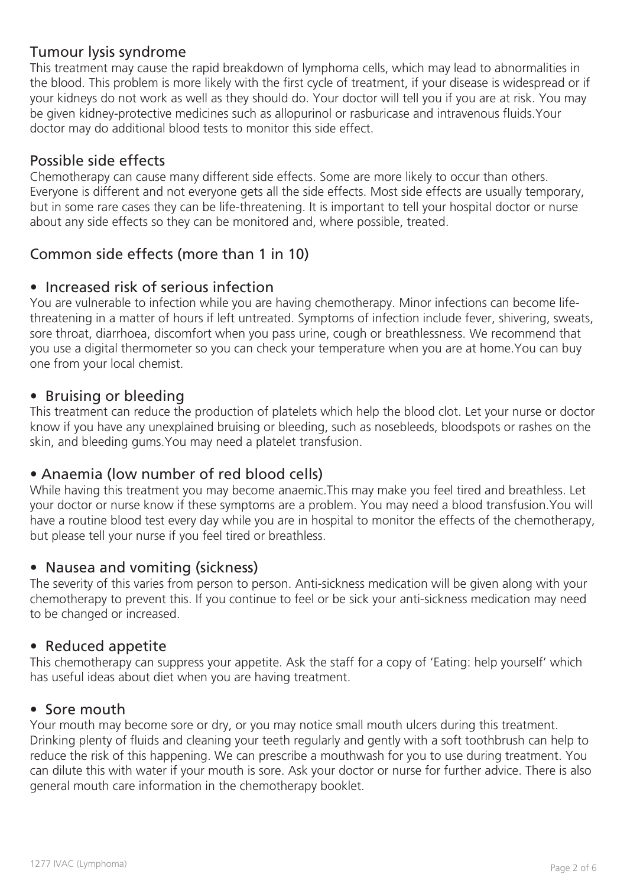## Tumour lysis syndrome

This treatment may cause the rapid breakdown of lymphoma cells, which may lead to abnormalities in the blood. This problem is more likely with the first cycle of treatment, if your disease is widespread or if your kidneys do not work as well as they should do. Your doctor will tell you if you are at risk. You may be given kidney-protective medicines such as allopurinol or rasburicase and intravenous fluids.Your doctor may do additional blood tests to monitor this side effect.

## Possible side effects

Chemotherapy can cause many different side effects. Some are more likely to occur than others. Everyone is different and not everyone gets all the side effects. Most side effects are usually temporary, but in some rare cases they can be life-threatening. It is important to tell your hospital doctor or nurse about any side effects so they can be monitored and, where possible, treated.

## Common side effects (more than 1 in 10)

### • Increased risk of serious infection

You are vulnerable to infection while you are having chemotherapy. Minor infections can become life-threatening in a matter of hours if left untreated. Symptoms of infection include fever, shivering, sweats, sore throat, diarrhoea, discomfort when you pass urine, cough or breathlessness. We recommend that you use a digital thermometer so you can check your temperature when you are at home.You can buy one from your local chemist.

### • Bruising or bleeding

This treatment can reduce the production of platelets which help the blood clot. Let your nurse or doctor know if you have any unexplained bruising or bleeding, such as nosebleeds, bloodspots or rashes on the skin, and bleeding gums.You may need a platelet transfusion.

### • Anaemia (low number of red blood cells)

While having this treatment you may become anaemic.This may make you feel tired and breathless. Let your doctor or nurse know if these symptoms are a problem. You may need a blood transfusion.You will have a routine blood test every day while you are in hospital to monitor the effects of the chemotherapy, but please tell your nurse if you feel tired or breathless.

### • Nausea and vomiting (sickness)

The severity of this varies from person to person. Anti-sickness medication will be given along with your chemotherapy to prevent this. If you continue to feel or be sick your anti-sickness medication may need to be changed or increased.

### • Reduced appetite

This chemotherapy can suppress your appetite. Ask the staff for a copy of 'Eating: help yourself' which has useful ideas about diet when you are having treatment.

### • Sore mouth

Your mouth may become sore or dry, or you may notice small mouth ulcers during this treatment. Drinking plenty of fluids and cleaning your teeth regularly and gently with a soft toothbrush can help to reduce the risk of this happening. We can prescribe a mouthwash for you to use during treatment. You can dilute this with water if your mouth is sore. Ask your doctor or nurse for further advice. There is also general mouth care information in the chemotherapy booklet.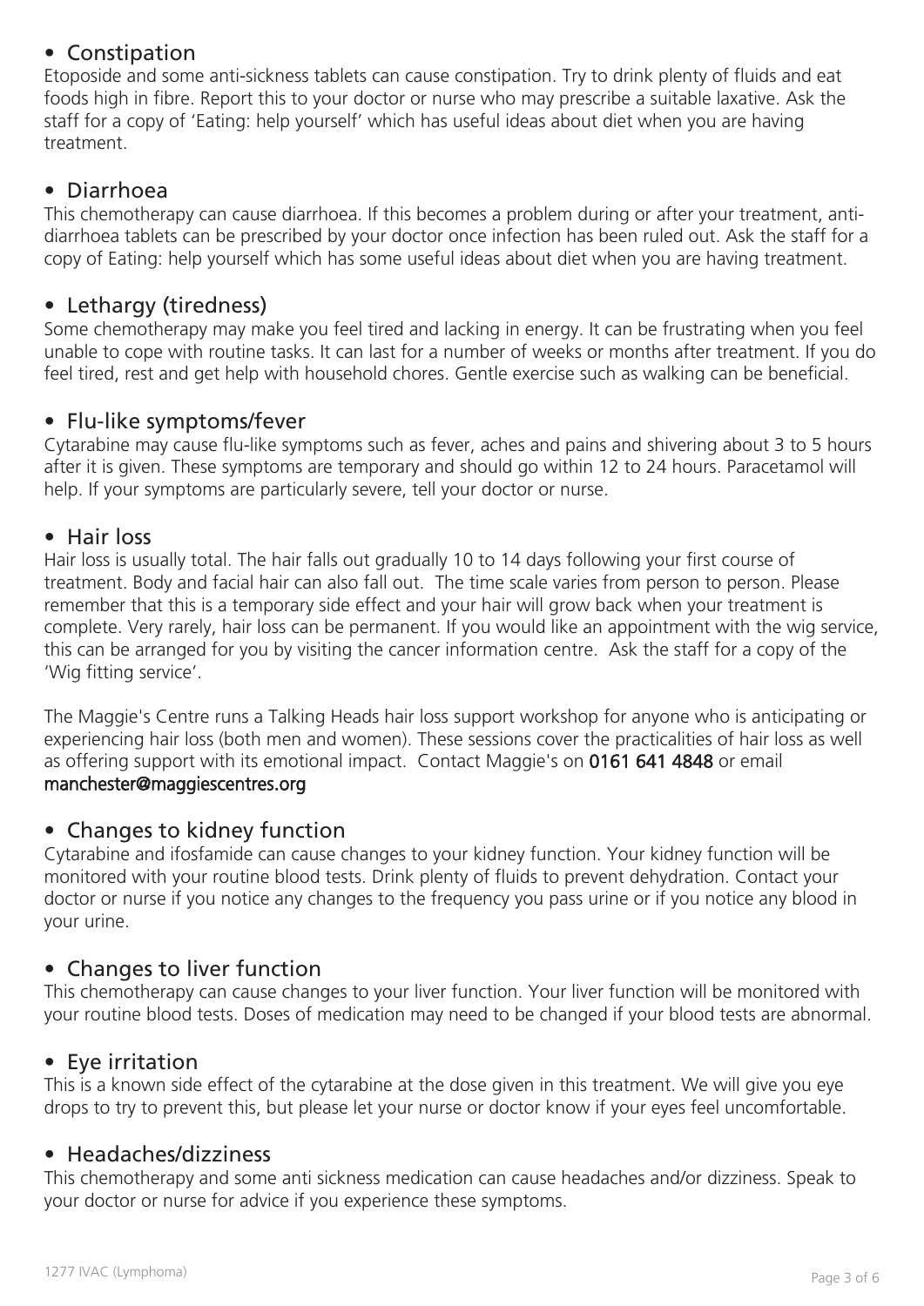- Constipation

Etoposide and some anti-sickness tablets can cause constipation. Try to drink plenty of fluids and eat foods high in fibre. Report this to your doctor or nurse who may prescribe a suitable laxative. Ask the staff for a copy of 'Eating: help yourself' which has useful ideas about diet when you are having treatment.

- Diarrhoea

This chemotherapy can cause diarrhoea. If this becomes a problem during or after your treatment, anti-diarrhoea tablets can be prescribed by your doctor once infection has been ruled out. Ask the staff for a copy of Eating: help yourself which has some useful ideas about diet when you are having treatment.

- Lethargy (tiredness)

Some chemotherapy may make you feel tired and lacking in energy. It can be frustrating when you feel unable to cope with routine tasks. It can last for a number of weeks or months after treatment. If you do feel tired, rest and get help with household chores. Gentle exercise such as walking can be beneficial.

- Flu-like symptoms/fever

Cytarabine may cause flu-like symptoms such as fever, aches and pains and shivering about 3 to 5 hours after it is given. These symptoms are temporary and should go within 12 to 24 hours. Paracetamol will help. If your symptoms are particularly severe, tell your doctor or nurse.

- Hair loss

Hair loss is usually total. The hair falls out gradually 10 to 14 days following your first course of treatment. Body and facial hair can also fall out. The time scale varies from person to person. Please remember that this is a temporary side effect and your hair will grow back when your treatment is complete. Very rarely, hair loss can be permanent. If you would like an appointment with the wig service, this can be arranged for you by visiting the cancer information centre. Ask the staff for a copy of the 'Wig fitting service'.

The Maggie's Centre runs a Talking Heads hair loss support workshop for anyone who is anticipating or experiencing hair loss (both men and women). These sessions cover the practicalities of hair loss as well as offering support with its emotional impact. Contact Maggie's on **0161 641 4848** or email **manchester@maggiescentres.org**

- Changes to kidney function

Cytarabine and ifosfamide can cause changes to your kidney function. Your kidney function will be monitored with your routine blood tests. Drink plenty of fluids to prevent dehydration. Contact your doctor or nurse if you notice any changes to the frequency you pass urine or if you notice any blood in your urine.

- Changes to liver function

This chemotherapy can cause changes to your liver function. Your liver function will be monitored with your routine blood tests. Doses of medication may need to be changed if your blood tests are abnormal.

- Eye irritation

This is a known side effect of the cytarabine at the dose given in this treatment. We will give you eye drops to try to prevent this, but please let your nurse or doctor know if your eyes feel uncomfortable.

- Headaches/dizziness

This chemotherapy and some anti sickness medication can cause headaches and/or dizziness. Speak to your doctor or nurse for advice if you experience these symptoms.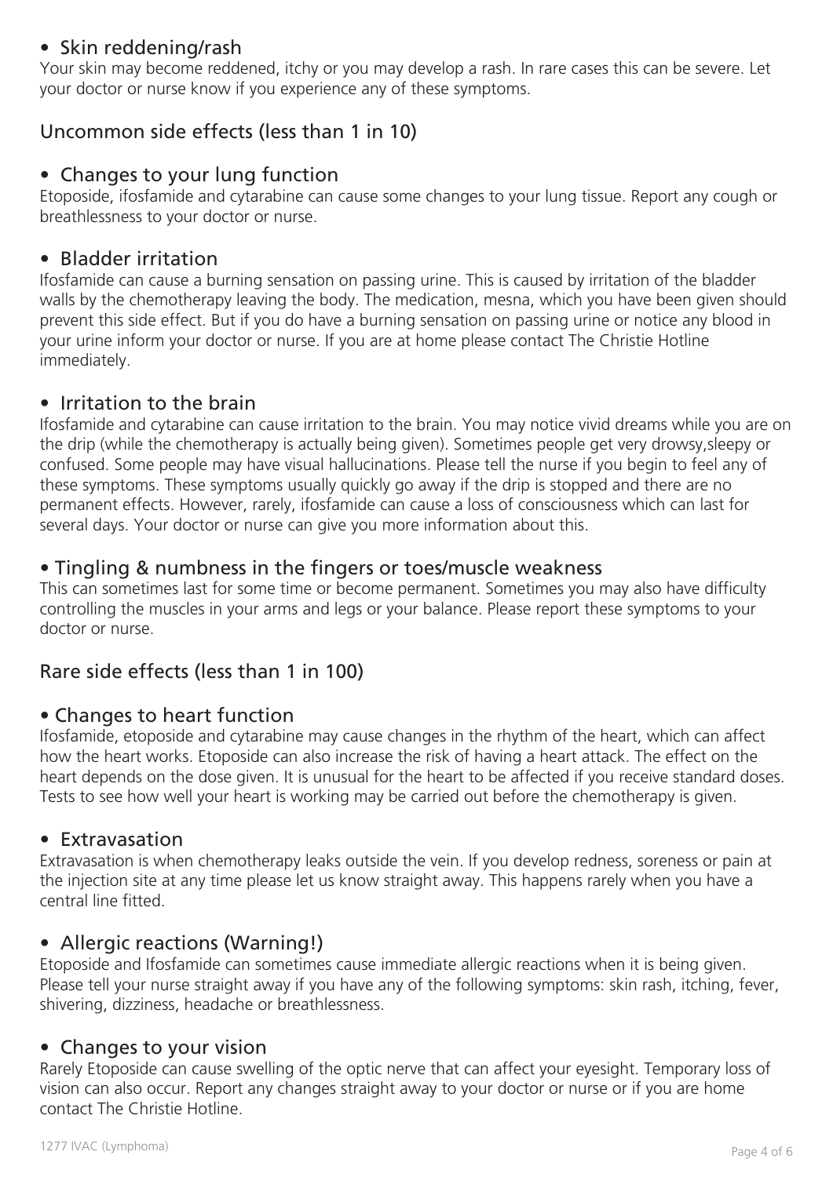- **Skin reddening/rash**

Your skin may become reddened, itchy or you may develop a rash. In rare cases this can be severe. Let your doctor or nurse know if you experience any of these symptoms.

## Uncommon side effects (less than 1 in 10)

- **Changes to your lung function**

Etoposide, ifosfamide and cytarabine can cause some changes to your lung tissue. Report any cough or breathlessness to your doctor or nurse.

- **Bladder irritation**

Ifosfamide can cause a burning sensation on passing urine. This is caused by irritation of the bladder walls by the chemotherapy leaving the body. The medication, mesna, which you have been given should prevent this side effect. But if you do have a burning sensation on passing urine or notice any blood in your urine inform your doctor or nurse. If you are at home please contact The Christie Hotline immediately.

- **Irritation to the brain**

Ifosfamide and cytarabine can cause irritation to the brain. You may notice vivid dreams while you are on the drip (while the chemotherapy is actually being given). Sometimes people get very drowsy,sleepy or confused. Some people may have visual hallucinations. Please tell the nurse if you begin to feel any of these symptoms. These symptoms usually quickly go away if the drip is stopped and there are no permanent effects. However, rarely, ifosfamide can cause a loss of consciousness which can last for several days. Your doctor or nurse can give you more information about this.

- **Tingling & numbness in the fingers or toes/muscle weakness**

This can sometimes last for some time or become permanent. Sometimes you may also have difficulty controlling the muscles in your arms and legs or your balance. Please report these symptoms to your doctor or nurse.

## Rare side effects (less than 1 in 100)

- **Changes to heart function**

Ifosfamide, etoposide and cytarabine may cause changes in the rhythm of the heart, which can affect how the heart works. Etoposide can also increase the risk of having a heart attack. The effect on the heart depends on the dose given. It is unusual for the heart to be affected if you receive standard doses. Tests to see how well your heart is working may be carried out before the chemotherapy is given.

- **Extravasation**

Extravasation is when chemotherapy leaks outside the vein. If you develop redness, soreness or pain at the injection site at any time please let us know straight away. This happens rarely when you have a central line fitted.

- **Allergic reactions (Warning!)**

Etoposide and Ifosfamide can sometimes cause immediate allergic reactions when it is being given. Please tell your nurse straight away if you have any of the following symptoms: skin rash, itching, fever, shivering, dizziness, headache or breathlessness.

- **Changes to your vision**

Rarely Etoposide can cause swelling of the optic nerve that can affect your eyesight. Temporary loss of vision can also occur. Report any changes straight away to your doctor or nurse or if you are home contact The Christie Hotline.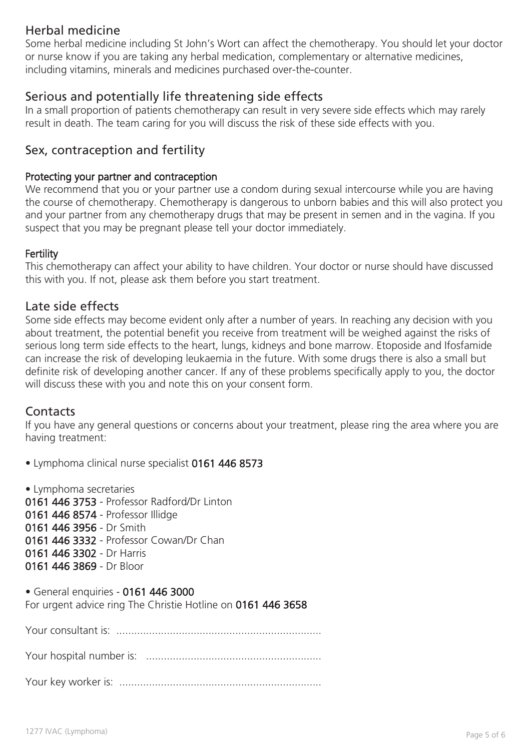## Herbal medicine

Some herbal medicine including St John's Wort can affect the chemotherapy. You should let your doctor or nurse know if you are taking any herbal medication, complementary or alternative medicines, including vitamins, minerals and medicines purchased over-the-counter.

## Serious and potentially life threatening side effects

In a small proportion of patients chemotherapy can result in very severe side effects which may rarely result in death. The team caring for you will discuss the risk of these side effects with you.

## Sex, contraception and fertility

### Protecting your partner and contraception

We recommend that you or your partner use a condom during sexual intercourse while you are having the course of chemotherapy. Chemotherapy is dangerous to unborn babies and this will also protect you and your partner from any chemotherapy drugs that may be present in semen and in the vagina. If you suspect that you may be pregnant please tell your doctor immediately.

### Fertility

This chemotherapy can affect your ability to have children. Your doctor or nurse should have discussed this with you. If not, please ask them before you start treatment.

## Late side effects

Some side effects may become evident only after a number of years. In reaching any decision with you about treatment, the potential benefit you receive from treatment will be weighed against the risks of serious long term side effects to the heart, lungs, kidneys and bone marrow. Etoposide and Ifosfamide can increase the risk of developing leukaemia in the future. With some drugs there is also a small but definite risk of developing another cancer. If any of these problems specifically apply to you, the doctor will discuss these with you and note this on your consent form.

## Contacts

If you have any general questions or concerns about your treatment, please ring the area where you are having treatment:

- Lymphoma clinical nurse specialist **0161 446 8573**

- Lymphoma secretaries

**0161 446 3753** - Professor Radford/Dr Linton
**0161 446 8574** - Professor Illidge
**0161 446 3956** - Dr Smith
**0161 446 3332** - Professor Cowan/Dr Chan
**0161 446 3302** - Dr Harris
**0161 446 3869** - Dr Bloor

- General enquiries - **0161 446 3000**

For urgent advice ring The Christie Hotline on **0161 446 3658**

Your consultant is: ....................................................................

Your hospital number is: ..........................................................

Your key worker is: ...................................................................

1277 IVAC (Lymphoma)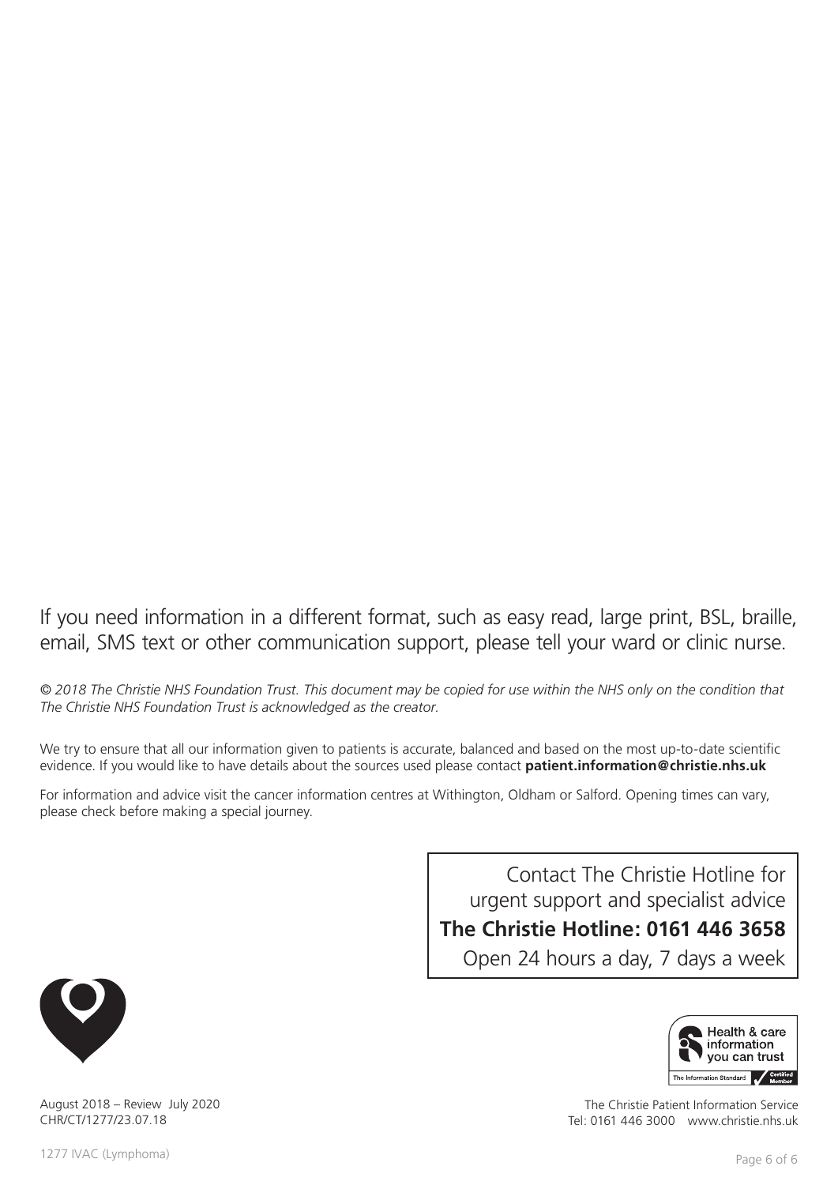If you need information in a different format, such as easy read, large print, BSL, braille, email, SMS text or other communication support, please tell your ward or clinic nurse.

*© 2018 The Christie NHS Foundation Trust. This document may be copied for use within the NHS only on the condition that The Christie NHS Foundation Trust is acknowledged as the creator.*

We try to ensure that all our information given to patients is accurate, balanced and based on the most up-to-date scientific evidence. If you would like to have details about the sources used please contact **patient.information@christie.nhs.uk**

For information and advice visit the cancer information centres at Withington, Oldham or Salford. Opening times can vary, please check before making a special journey.

Contact The Christie Hotline for urgent support and specialist advice
**The Christie Hotline: 0161 446 3658**
Open 24 hours a day, 7 days a week

Health & care information you can trust
The Information Standard Certified Member

August 2018 – Review July 2020
CHR/CT/1277/23.07.18

The Christie Patient Information Service
Tel: 0161 446 3000 www.christie.nhs.uk

1277 IVAC (Lymphoma)